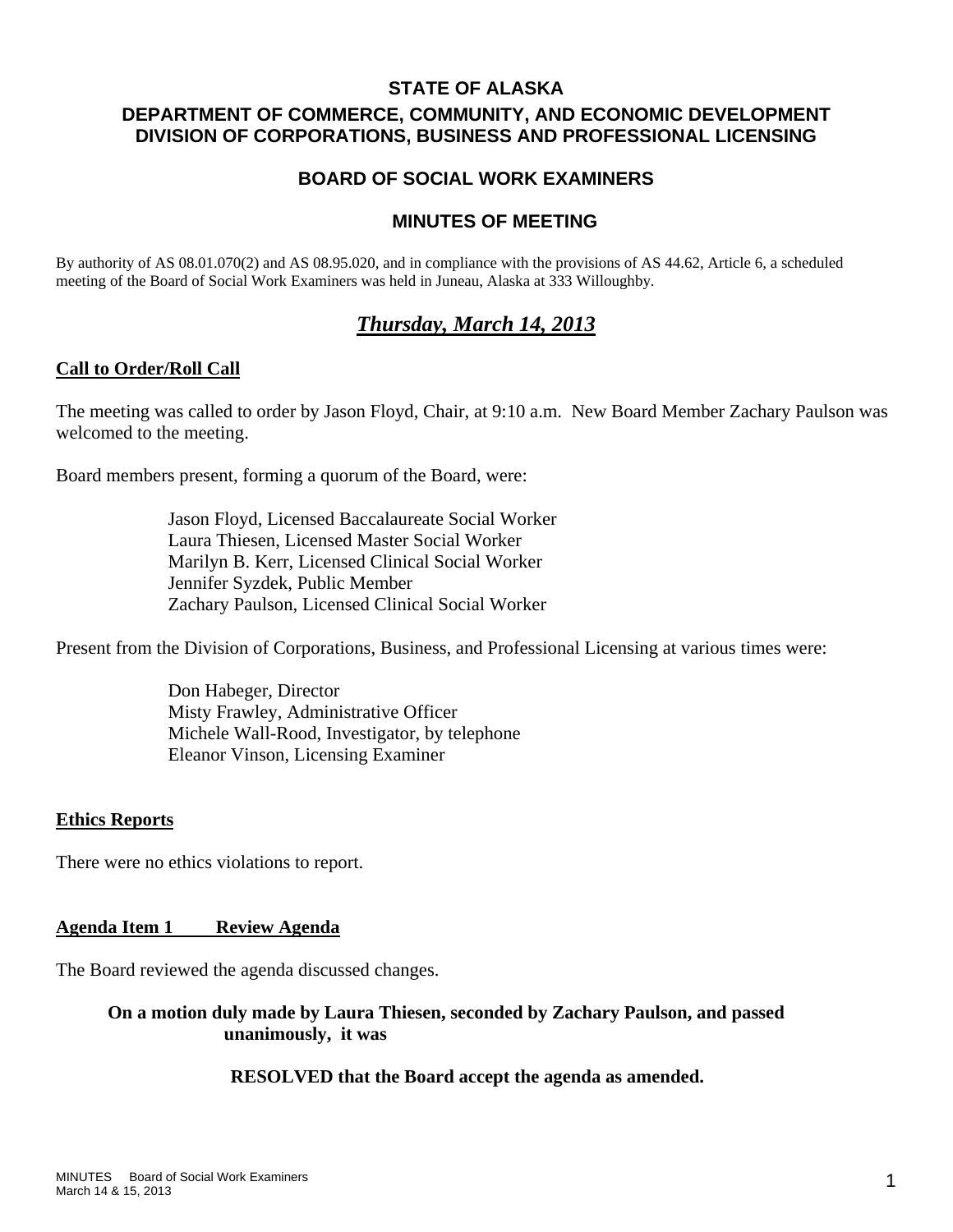**STATE OF ALASKA**

**DEPARTMENT OF COMMERCE, COMMUNITY, AND ECONOMIC DEVELOPMENT**
**DIVISION OF CORPORATIONS, BUSINESS AND PROFESSIONAL LICENSING**

**BOARD OF SOCIAL WORK EXAMINERS**

**MINUTES OF MEETING**

By authority of AS 08.01.070(2) and AS 08.95.020, and in compliance with the provisions of AS 44.62, Article 6, a scheduled meeting of the Board of Social Work Examiners was held in Juneau, Alaska at 333 Willoughby.

## ***Thursday, March 14, 2013***

**Call to Order/Roll Call**

The meeting was called to order by Jason Floyd, Chair, at 9:10 a.m. New Board Member Zachary Paulson was welcomed to the meeting.

Board members present, forming a quorum of the Board, were:

Jason Floyd, Licensed Baccalaureate Social Worker
Laura Thiesen, Licensed Master Social Worker
Marilyn B. Kerr, Licensed Clinical Social Worker
Jennifer Syzdek, Public Member
Zachary Paulson, Licensed Clinical Social Worker

Present from the Division of Corporations, Business, and Professional Licensing at various times were:

Don Habeger, Director
Misty Frawley, Administrative Officer
Michele Wall-Rood, Investigator, by telephone
Eleanor Vinson, Licensing Examiner

**Ethics Reports**

There were no ethics violations to report.

**Agenda Item 1 Review Agenda**

The Board reviewed the agenda discussed changes.

**On a motion duly made by Laura Thiesen, seconded by Zachary Paulson, and passed unanimously, it was**

**RESOLVED that the Board accept the agenda as amended.**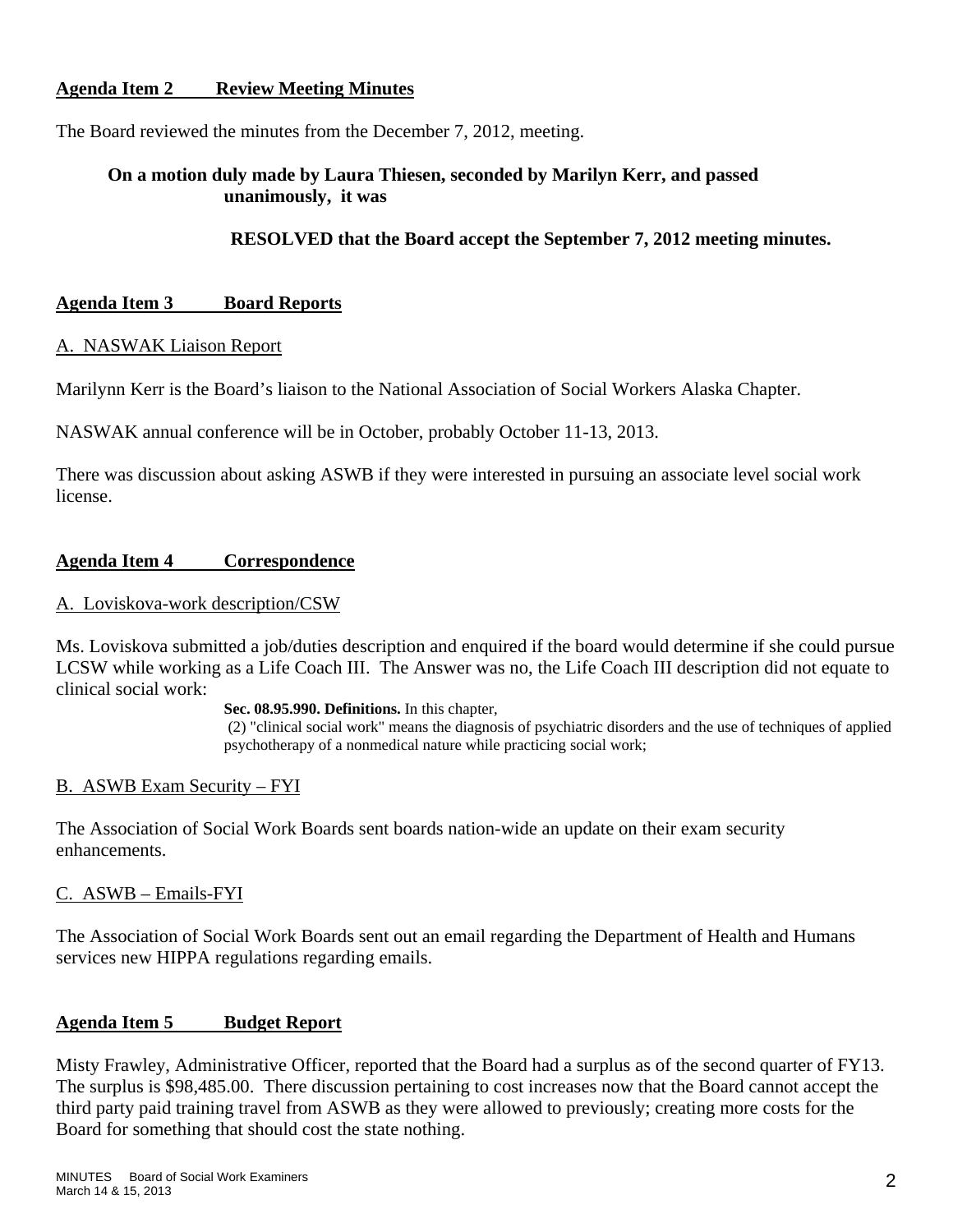## Agenda Item 2 Review Meeting Minutes

The Board reviewed the minutes from the December 7, 2012, meeting.

**On a motion duly made by Laura Thiesen, seconded by Marilyn Kerr, and passed unanimously, it was**

**RESOLVED that the Board accept the September 7, 2012 meeting minutes.**

## Agenda Item 3 Board Reports

A. NASWAK Liaison Report

Marilynn Kerr is the Board's liaison to the National Association of Social Workers Alaska Chapter.

NASWAK annual conference will be in October, probably October 11-13, 2013.

There was discussion about asking ASWB if they were interested in pursuing an associate level social work license.

## Agenda Item 4 Correspondence

A. Loviskova-work description/CSW

Ms. Loviskova submitted a job/duties description and enquired if the board would determine if she could pursue LCSW while working as a Life Coach III. The Answer was no, the Life Coach III description did not equate to clinical social work:

> **Sec. 08.95.990. Definitions.** In this chapter,
> (2) "clinical social work" means the diagnosis of psychiatric disorders and the use of techniques of applied psychotherapy of a nonmedical nature while practicing social work;

B. ASWB Exam Security – FYI

The Association of Social Work Boards sent boards nation-wide an update on their exam security enhancements.

C. ASWB – Emails-FYI

The Association of Social Work Boards sent out an email regarding the Department of Health and Humans services new HIPPA regulations regarding emails.

## Agenda Item 5 Budget Report

Misty Frawley, Administrative Officer, reported that the Board had a surplus as of the second quarter of FY13. The surplus is $98,485.00. There discussion pertaining to cost increases now that the Board cannot accept the third party paid training travel from ASWB as they were allowed to previously; creating more costs for the Board for something that should cost the state nothing.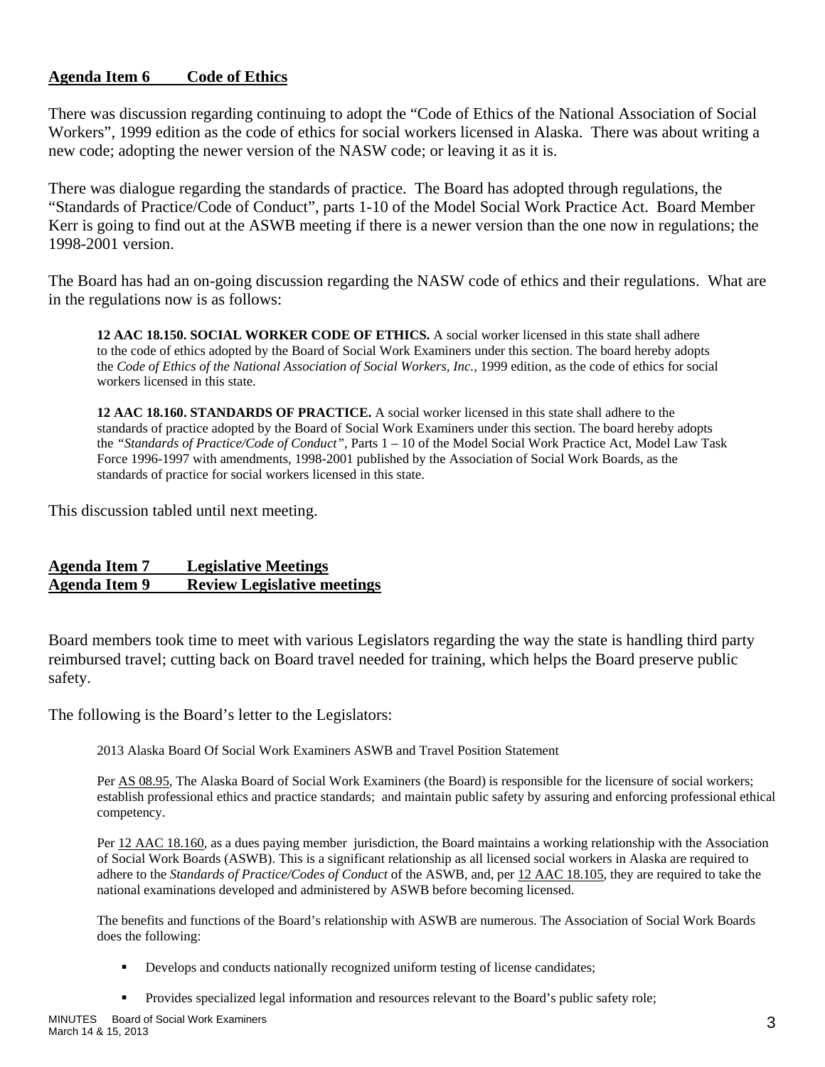**Agenda Item 6 Code of Ethics**

There was discussion regarding continuing to adopt the "Code of Ethics of the National Association of Social Workers", 1999 edition as the code of ethics for social workers licensed in Alaska. There was about writing a new code; adopting the newer version of the NASW code; or leaving it as it is.

There was dialogue regarding the standards of practice. The Board has adopted through regulations, the "Standards of Practice/Code of Conduct", parts 1-10 of the Model Social Work Practice Act. Board Member Kerr is going to find out at the ASWB meeting if there is a newer version than the one now in regulations; the 1998-2001 version.

The Board has had an on-going discussion regarding the NASW code of ethics and their regulations. What are in the regulations now is as follows:

> **12 AAC 18.150. SOCIAL WORKER CODE OF ETHICS.** A social worker licensed in this state shall adhere to the code of ethics adopted by the Board of Social Work Examiners under this section. The board hereby adopts the *Code of Ethics of the National Association of Social Workers, Inc.,* 1999 edition, as the code of ethics for social workers licensed in this state.
>
> **12 AAC 18.160. STANDARDS OF PRACTICE.** A social worker licensed in this state shall adhere to the standards of practice adopted by the Board of Social Work Examiners under this section. The board hereby adopts the *"Standards of Practice/Code of Conduct"*, Parts 1 – 10 of the Model Social Work Practice Act, Model Law Task Force 1996-1997 with amendments, 1998-2001 published by the Association of Social Work Boards, as the standards of practice for social workers licensed in this state.

This discussion tabled until next meeting.

**Agenda Item 7 Legislative Meetings**
**Agenda Item 9 Review Legislative meetings**

Board members took time to meet with various Legislators regarding the way the state is handling third party reimbursed travel; cutting back on Board travel needed for training, which helps the Board preserve public safety.

The following is the Board's letter to the Legislators:

> 2013 Alaska Board Of Social Work Examiners ASWB and Travel Position Statement
>
> Per AS 08.95, The Alaska Board of Social Work Examiners (the Board) is responsible for the licensure of social workers; establish professional ethics and practice standards; and maintain public safety by assuring and enforcing professional ethical competency.
>
> Per 12 AAC 18.160, as a dues paying member jurisdiction, the Board maintains a working relationship with the Association of Social Work Boards (ASWB). This is a significant relationship as all licensed social workers in Alaska are required to adhere to the *Standards of Practice/Codes of Conduct* of the ASWB, and, per 12 AAC 18.105, they are required to take the national examinations developed and administered by ASWB before becoming licensed.
>
> The benefits and functions of the Board's relationship with ASWB are numerous. The Association of Social Work Boards does the following:
>
> - Develops and conducts nationally recognized uniform testing of license candidates;
> - Provides specialized legal information and resources relevant to the Board's public safety role;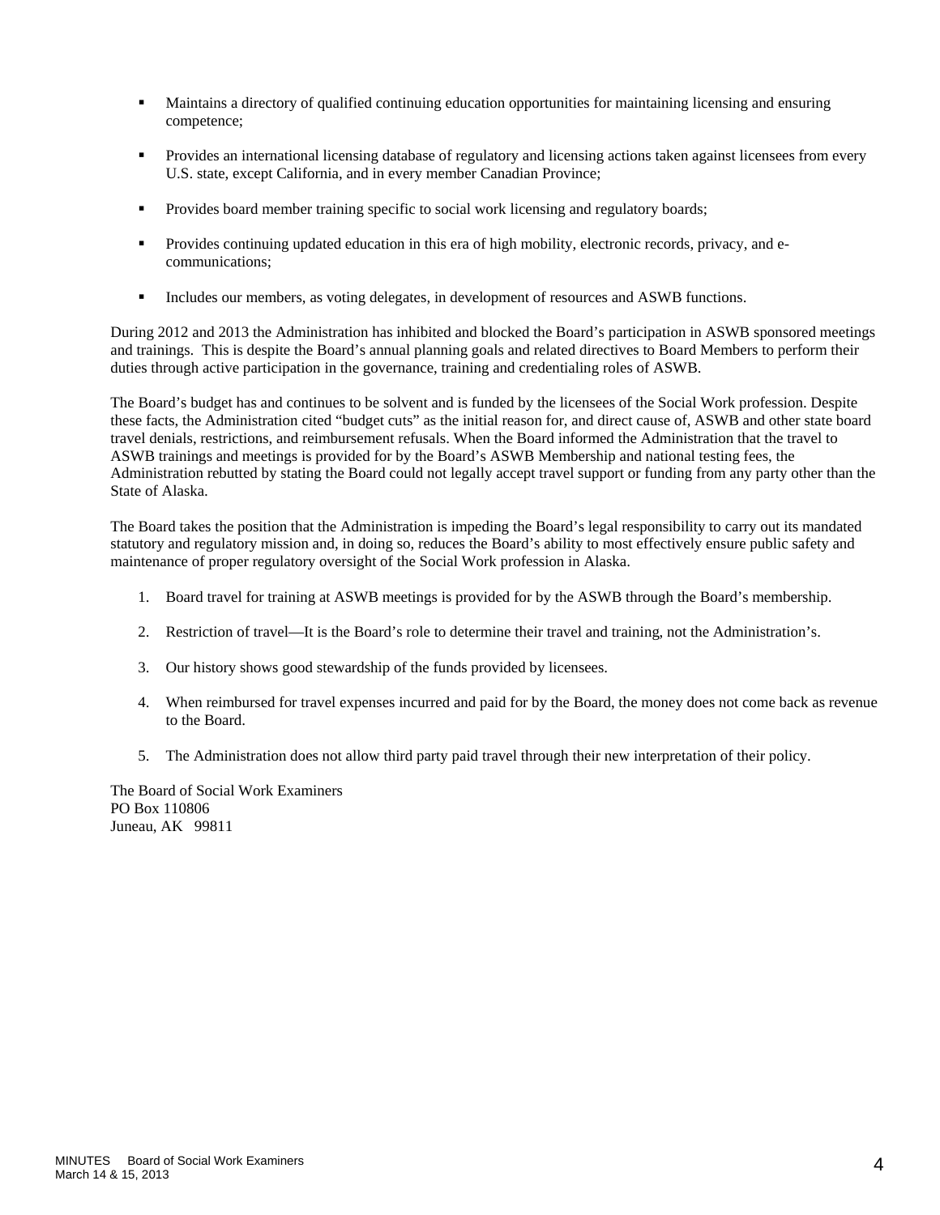- Maintains a directory of qualified continuing education opportunities for maintaining licensing and ensuring competence;

- Provides an international licensing database of regulatory and licensing actions taken against licensees from every U.S. state, except California, and in every member Canadian Province;

- Provides board member training specific to social work licensing and regulatory boards;

- Provides continuing updated education in this era of high mobility, electronic records, privacy, and e-communications;

- Includes our members, as voting delegates, in development of resources and ASWB functions.

During 2012 and 2013 the Administration has inhibited and blocked the Board's participation in ASWB sponsored meetings and trainings. This is despite the Board's annual planning goals and related directives to Board Members to perform their duties through active participation in the governance, training and credentialing roles of ASWB.

The Board's budget has and continues to be solvent and is funded by the licensees of the Social Work profession. Despite these facts, the Administration cited "budget cuts" as the initial reason for, and direct cause of, ASWB and other state board travel denials, restrictions, and reimbursement refusals. When the Board informed the Administration that the travel to ASWB trainings and meetings is provided for by the Board's ASWB Membership and national testing fees, the Administration rebutted by stating the Board could not legally accept travel support or funding from any party other than the State of Alaska.

The Board takes the position that the Administration is impeding the Board's legal responsibility to carry out its mandated statutory and regulatory mission and, in doing so, reduces the Board's ability to most effectively ensure public safety and maintenance of proper regulatory oversight of the Social Work profession in Alaska.

1. Board travel for training at ASWB meetings is provided for by the ASWB through the Board's membership.

2. Restriction of travel—It is the Board's role to determine their travel and training, not the Administration's.

3. Our history shows good stewardship of the funds provided by licensees.

4. When reimbursed for travel expenses incurred and paid for by the Board, the money does not come back as revenue to the Board.

5. The Administration does not allow third party paid travel through their new interpretation of their policy.

The Board of Social Work Examiners
PO Box 110806
Juneau, AK 99811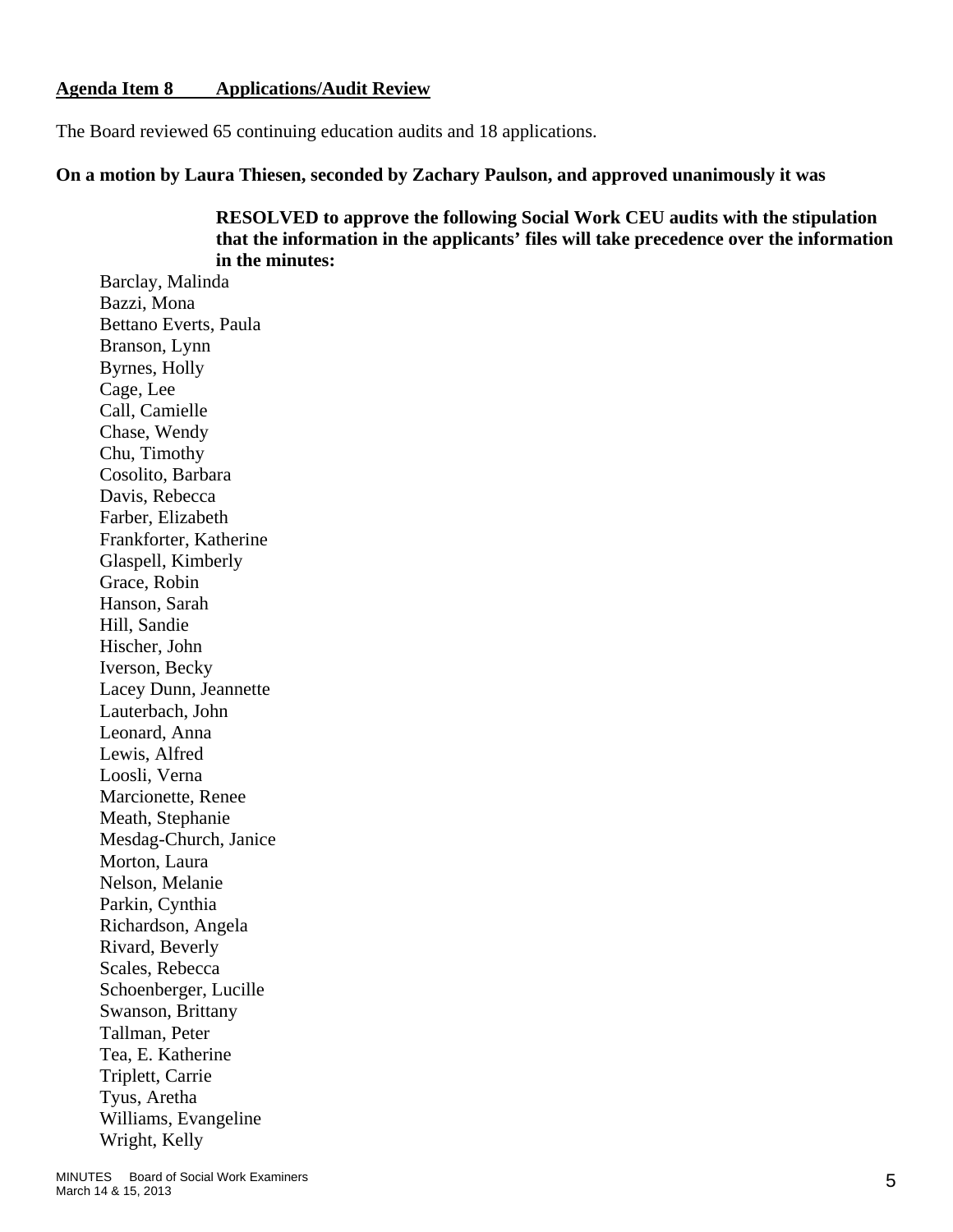**Agenda Item 8 Applications/Audit Review**

The Board reviewed 65 continuing education audits and 18 applications.

**On a motion by Laura Thiesen, seconded by Zachary Paulson, and approved unanimously it was**

> **RESOLVED to approve the following Social Work CEU audits with the stipulation that the information in the applicants' files will take precedence over the information in the minutes:**

Barclay, Malinda
Bazzi, Mona
Bettano Everts, Paula
Branson, Lynn
Byrnes, Holly
Cage, Lee
Call, Camielle
Chase, Wendy
Chu, Timothy
Cosolito, Barbara
Davis, Rebecca
Farber, Elizabeth
Frankforter, Katherine
Glaspell, Kimberly
Grace, Robin
Hanson, Sarah
Hill, Sandie
Hischer, John
Iverson, Becky
Lacey Dunn, Jeannette
Lauterbach, John
Leonard, Anna
Lewis, Alfred
Loosli, Verna
Marcionette, Renee
Meath, Stephanie
Mesdag-Church, Janice
Morton, Laura
Nelson, Melanie
Parkin, Cynthia
Richardson, Angela
Rivard, Beverly
Scales, Rebecca
Schoenberger, Lucille
Swanson, Brittany
Tallman, Peter
Tea, E. Katherine
Triplett, Carrie
Tyus, Aretha
Williams, Evangeline
Wright, Kelly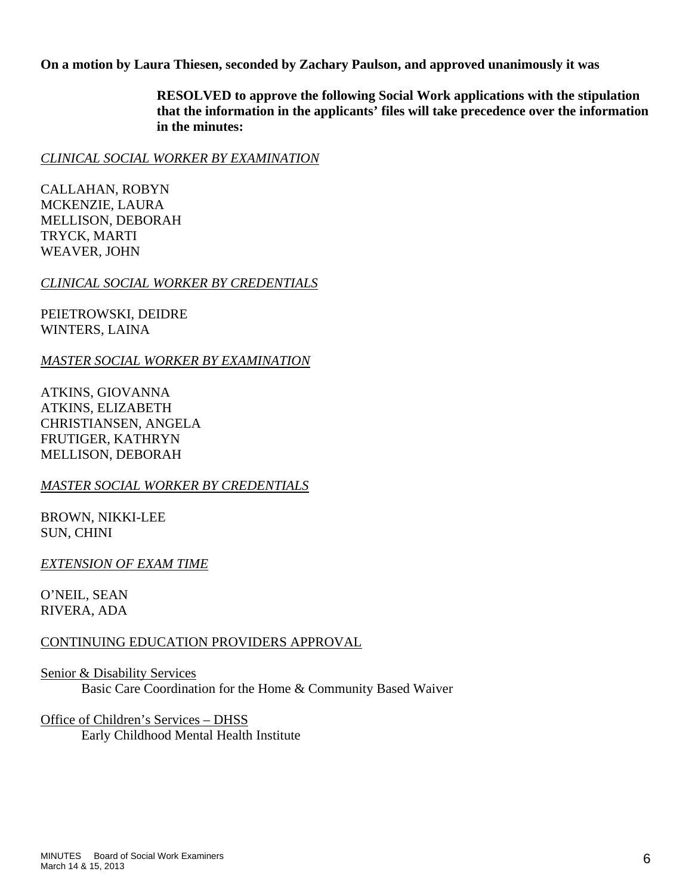**On a motion by Laura Thiesen, seconded by Zachary Paulson, and approved unanimously it was**

> **RESOLVED to approve the following Social Work applications with the stipulation that the information in the applicants' files will take precedence over the information in the minutes:**

*CLINICAL SOCIAL WORKER BY EXAMINATION*

CALLAHAN, ROBYN
MCKENZIE, LAURA
MELLISON, DEBORAH
TRYCK, MARTI
WEAVER, JOHN

*CLINICAL SOCIAL WORKER BY CREDENTIALS*

PEIETROWSKI, DEIDRE
WINTERS, LAINA

*MASTER SOCIAL WORKER BY EXAMINATION*

ATKINS, GIOVANNA
ATKINS, ELIZABETH
CHRISTIANSEN, ANGELA
FRUTIGER, KATHRYN
MELLISON, DEBORAH

*MASTER SOCIAL WORKER BY CREDENTIALS*

BROWN, NIKKI-LEE
SUN, CHINI

*EXTENSION OF EXAM TIME*

O'NEIL, SEAN
RIVERA, ADA

CONTINUING EDUCATION PROVIDERS APPROVAL

Senior & Disability Services
    Basic Care Coordination for the Home & Community Based Waiver

Office of Children's Services – DHSS
    Early Childhood Mental Health Institute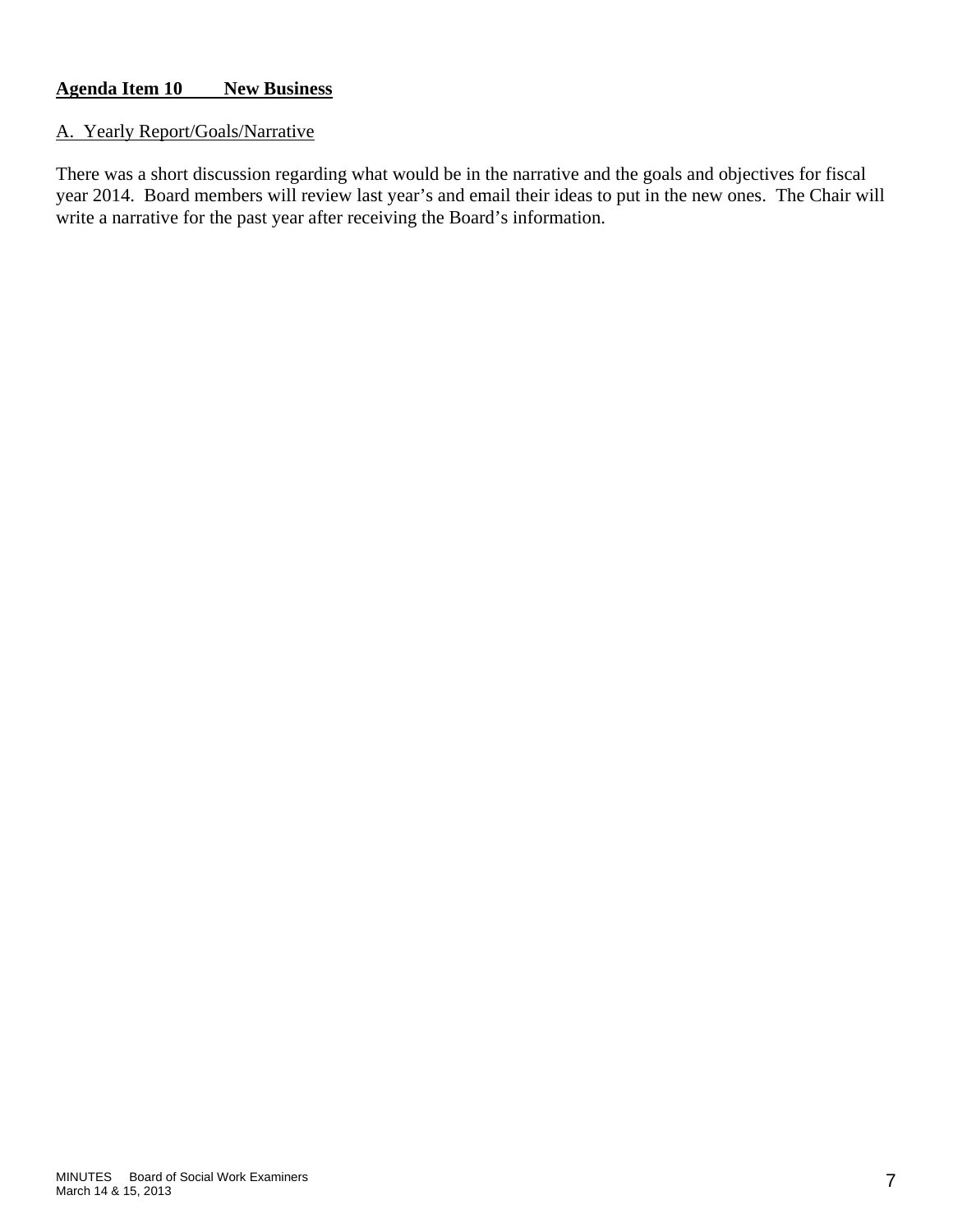## Agenda Item 10 New Business

A. Yearly Report/Goals/Narrative

There was a short discussion regarding what would be in the narrative and the goals and objectives for fiscal year 2014. Board members will review last year's and email their ideas to put in the new ones. The Chair will write a narrative for the past year after receiving the Board's information.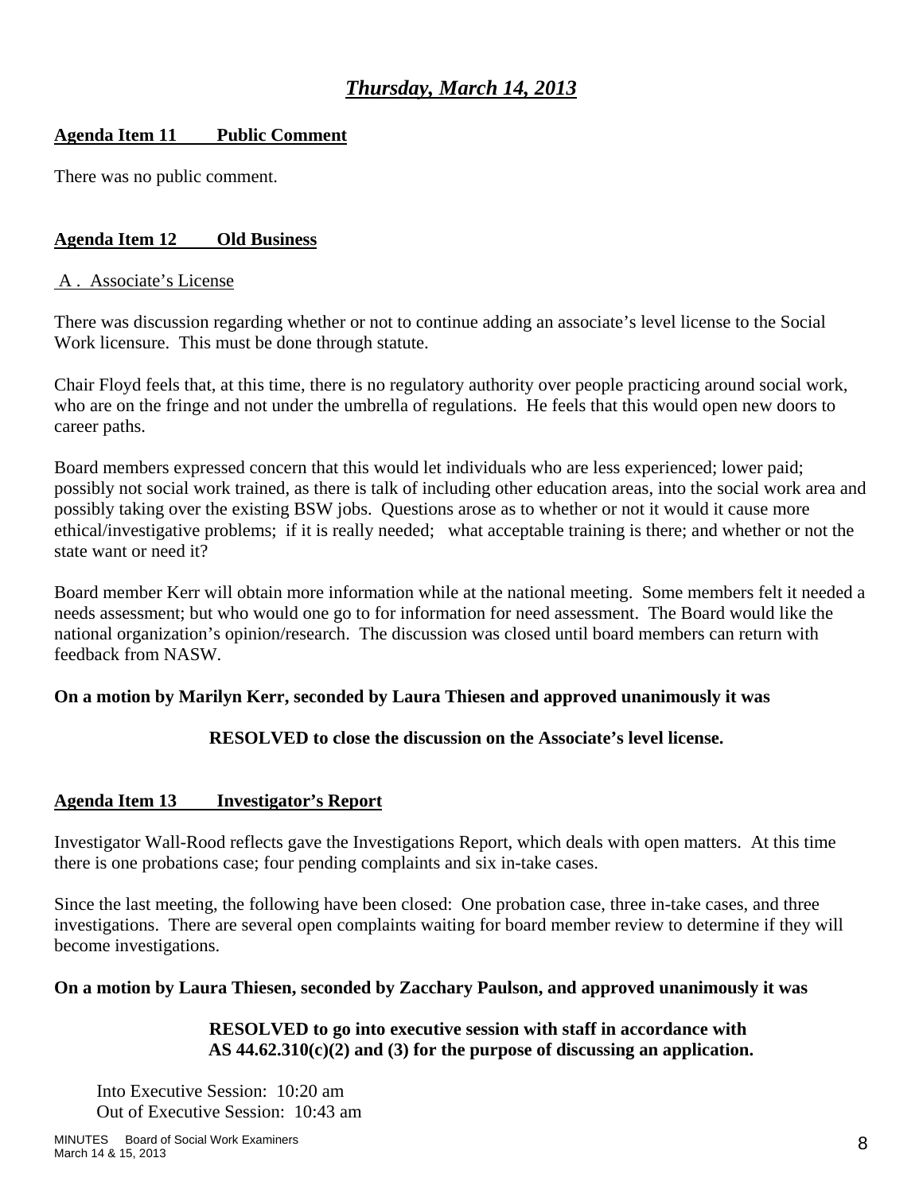## *Thursday, March 14, 2013*

**Agenda Item 11 Public Comment**

There was no public comment.

**Agenda Item 12 Old Business**

A . Associate's License

There was discussion regarding whether or not to continue adding an associate's level license to the Social Work licensure. This must be done through statute.

Chair Floyd feels that, at this time, there is no regulatory authority over people practicing around social work, who are on the fringe and not under the umbrella of regulations. He feels that this would open new doors to career paths.

Board members expressed concern that this would let individuals who are less experienced; lower paid; possibly not social work trained, as there is talk of including other education areas, into the social work area and possibly taking over the existing BSW jobs. Questions arose as to whether or not it would it cause more ethical/investigative problems; if it is really needed; what acceptable training is there; and whether or not the state want or need it?

Board member Kerr will obtain more information while at the national meeting. Some members felt it needed a needs assessment; but who would one go to for information for need assessment. The Board would like the national organization's opinion/research. The discussion was closed until board members can return with feedback from NASW.

**On a motion by Marilyn Kerr, seconded by Laura Thiesen and approved unanimously it was**

**RESOLVED to close the discussion on the Associate's level license.**

**Agenda Item 13 Investigator's Report**

Investigator Wall-Rood reflects gave the Investigations Report, which deals with open matters. At this time there is one probations case; four pending complaints and six in-take cases.

Since the last meeting, the following have been closed: One probation case, three in-take cases, and three investigations. There are several open complaints waiting for board member review to determine if they will become investigations.

**On a motion by Laura Thiesen, seconded by Zacchary Paulson, and approved unanimously it was**

**RESOLVED to go into executive session with staff in accordance with AS 44.62.310(c)(2) and (3) for the purpose of discussing an application.**

Into Executive Session: 10:20 am
Out of Executive Session: 10:43 am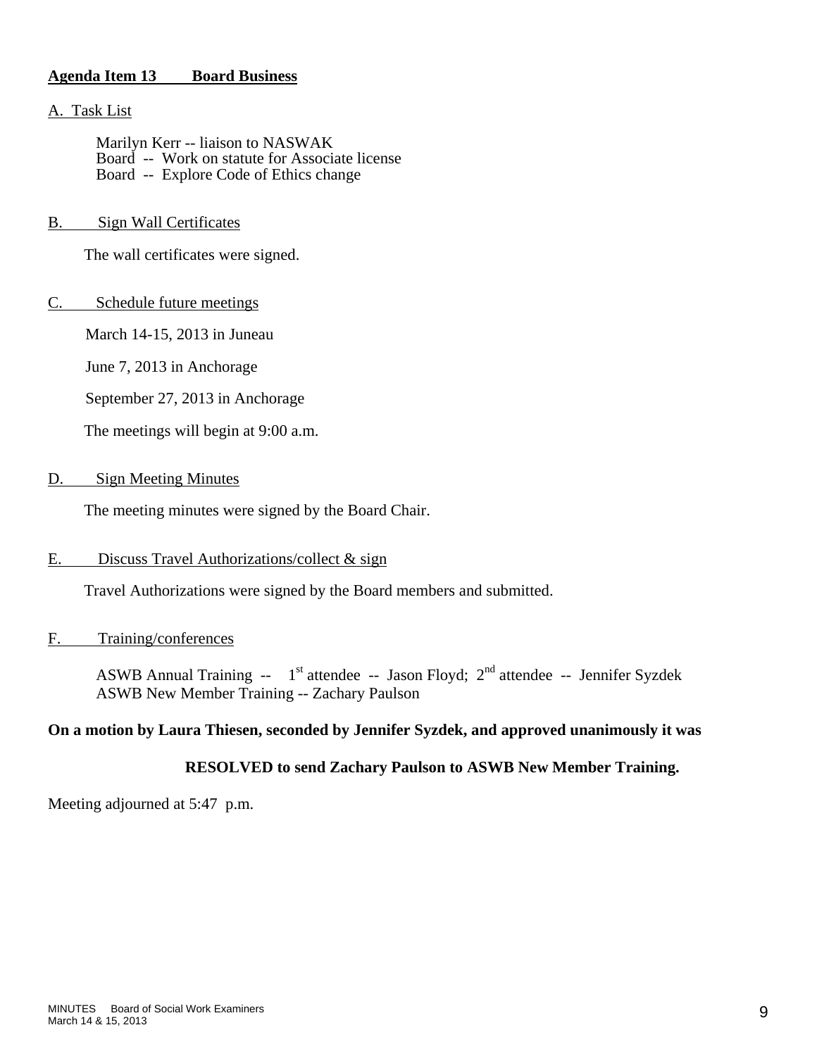**Agenda Item 13 Board Business**

A. Task List

Marilyn Kerr -- liaison to NASWAK
Board -- Work on statute for Associate license
Board -- Explore Code of Ethics change

B. Sign Wall Certificates

The wall certificates were signed.

C. Schedule future meetings

March 14-15, 2013 in Juneau

June 7, 2013 in Anchorage

September 27, 2013 in Anchorage

The meetings will begin at 9:00 a.m.

D. Sign Meeting Minutes

The meeting minutes were signed by the Board Chair.

E. Discuss Travel Authorizations/collect & sign

Travel Authorizations were signed by the Board members and submitted.

F. Training/conferences

ASWB Annual Training -- 1st attendee -- Jason Floyd; 2nd attendee -- Jennifer Syzdek
ASWB New Member Training -- Zachary Paulson

**On a motion by Laura Thiesen, seconded by Jennifer Syzdek, and approved unanimously it was**

**RESOLVED to send Zachary Paulson to ASWB New Member Training.**

Meeting adjourned at 5:47 p.m.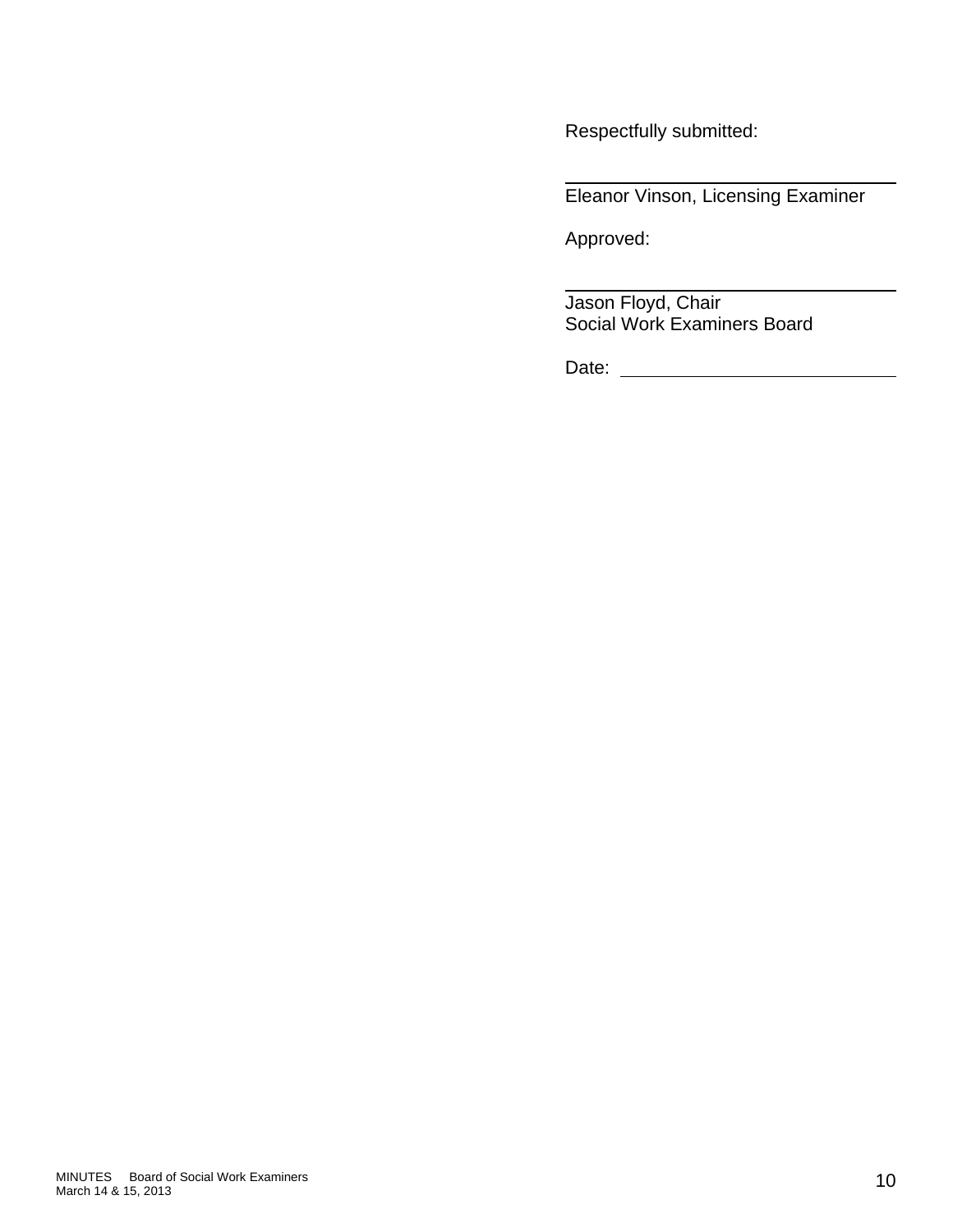Respectfully submitted:

\_\_\_\_\_\_\_\_\_\_\_\_\_\_\_\_\_\_\_\_\_\_\_\_\_\_\_\_\_\_\_\_\_\_

Eleanor Vinson, Licensing Examiner

Approved:

\_\_\_\_\_\_\_\_\_\_\_\_\_\_\_\_\_\_\_\_\_\_\_\_\_\_\_\_\_\_\_\_\_\_

Jason Floyd, Chair
Social Work Examiners Board

Date: \_\_\_\_\_\_\_\_\_\_\_\_\_\_\_\_\_\_\_\_\_\_\_\_\_\_\_\_